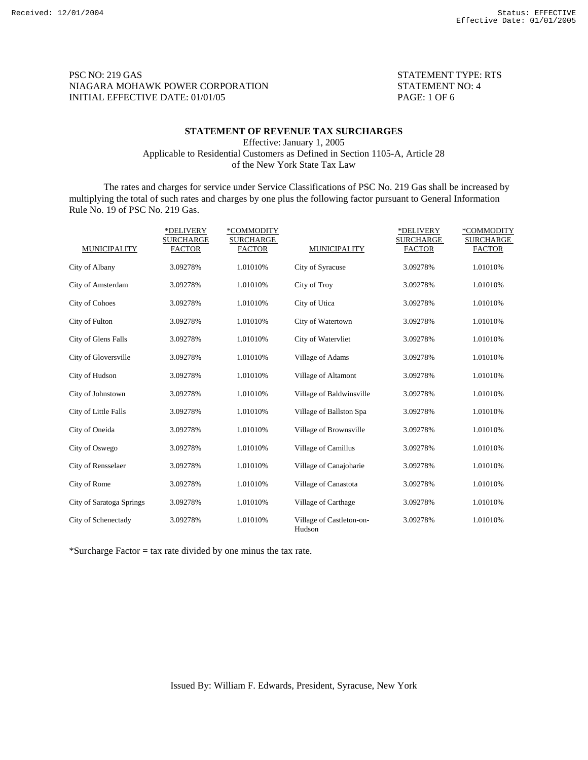PSC NO: 219 GAS
NIAGARA MOHAWK POWER CORPORATION
INITIAL EFFECTIVE DATE: 01/01/05

STATEMENT TYPE: RTS
STATEMENT NO: 4
PAGE: 1 OF 6

## STATEMENT OF REVENUE TAX SURCHARGES

Effective: January 1, 2005
Applicable to Residential Customers as Defined in Section 1105-A, Article 28
of the New York State Tax Law

The rates and charges for service under Service Classifications of PSC No. 219 Gas shall be increased by multiplying the total of such rates and charges by one plus the following factor pursuant to General Information Rule No. 19 of PSC No. 219 Gas.

| MUNICIPALITY | *DELIVERY SURCHARGE FACTOR | *COMMODITY SURCHARGE FACTOR | MUNICIPALITY | *DELIVERY SURCHARGE FACTOR | *COMMODITY SURCHARGE FACTOR |
|---|---|---|---|---|---|
| City of Albany | 3.09278% | 1.01010% | City of Syracuse | 3.09278% | 1.01010% |
| City of Amsterdam | 3.09278% | 1.01010% | City of Troy | 3.09278% | 1.01010% |
| City of Cohoes | 3.09278% | 1.01010% | City of Utica | 3.09278% | 1.01010% |
| City of Fulton | 3.09278% | 1.01010% | City of Watertown | 3.09278% | 1.01010% |
| City of Glens Falls | 3.09278% | 1.01010% | City of Watervliet | 3.09278% | 1.01010% |
| City of Gloversville | 3.09278% | 1.01010% | Village of Adams | 3.09278% | 1.01010% |
| City of Hudson | 3.09278% | 1.01010% | Village of Altamont | 3.09278% | 1.01010% |
| City of Johnstown | 3.09278% | 1.01010% | Village of Baldwinsville | 3.09278% | 1.01010% |
| City of Little Falls | 3.09278% | 1.01010% | Village of Ballston Spa | 3.09278% | 1.01010% |
| City of Oneida | 3.09278% | 1.01010% | Village of Brownsville | 3.09278% | 1.01010% |
| City of Oswego | 3.09278% | 1.01010% | Village of Camillus | 3.09278% | 1.01010% |
| City of Rensselaer | 3.09278% | 1.01010% | Village of Canajoharie | 3.09278% | 1.01010% |
| City of Rome | 3.09278% | 1.01010% | Village of Canastota | 3.09278% | 1.01010% |
| City of Saratoga Springs | 3.09278% | 1.01010% | Village of Carthage | 3.09278% | 1.01010% |
| City of Schenectady | 3.09278% | 1.01010% | Village of Castleton-on-Hudson | 3.09278% | 1.01010% |

*Surcharge Factor = tax rate divided by one minus the tax rate.

Issued By: William F. Edwards, President, Syracuse, New York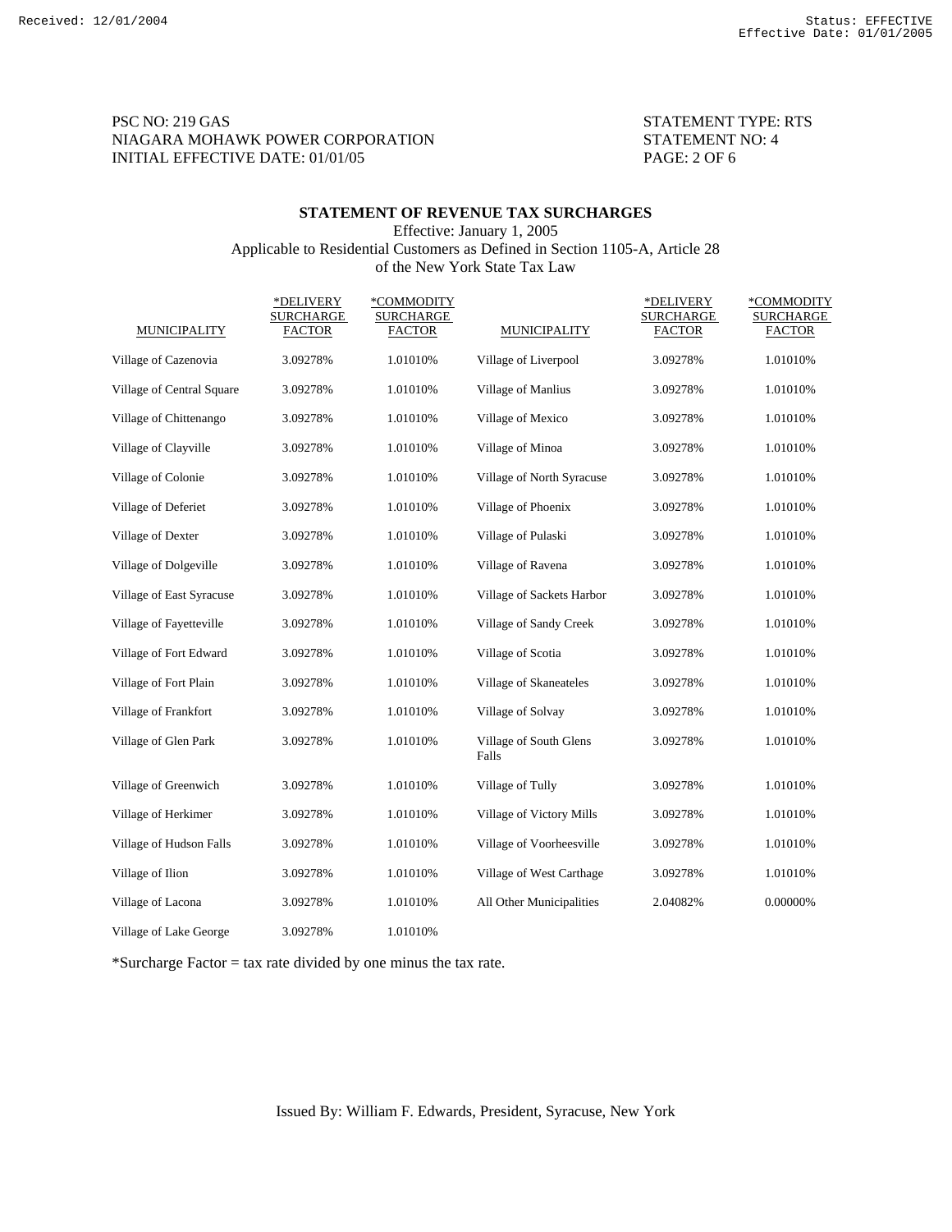PSC NO: 219 GAS
NIAGARA MOHAWK POWER CORPORATION
INITIAL EFFECTIVE DATE: 01/01/05

STATEMENT TYPE: RTS
STATEMENT NO: 4
PAGE: 2 OF 6

## STATEMENT OF REVENUE TAX SURCHARGES

Effective: January 1, 2005
Applicable to Residential Customers as Defined in Section 1105-A, Article 28 of the New York State Tax Law

| MUNICIPALITY | *DELIVERY SURCHARGE FACTOR | *COMMODITY SURCHARGE FACTOR | MUNICIPALITY | *DELIVERY SURCHARGE FACTOR | *COMMODITY SURCHARGE FACTOR |
|---|---|---|---|---|---|
| Village of Cazenovia | 3.09278% | 1.01010% | Village of Liverpool | 3.09278% | 1.01010% |
| Village of Central Square | 3.09278% | 1.01010% | Village of Manlius | 3.09278% | 1.01010% |
| Village of Chittenango | 3.09278% | 1.01010% | Village of Mexico | 3.09278% | 1.01010% |
| Village of Clayville | 3.09278% | 1.01010% | Village of Minoa | 3.09278% | 1.01010% |
| Village of Colonie | 3.09278% | 1.01010% | Village of North Syracuse | 3.09278% | 1.01010% |
| Village of Deferiet | 3.09278% | 1.01010% | Village of Phoenix | 3.09278% | 1.01010% |
| Village of Dexter | 3.09278% | 1.01010% | Village of Pulaski | 3.09278% | 1.01010% |
| Village of Dolgeville | 3.09278% | 1.01010% | Village of Ravena | 3.09278% | 1.01010% |
| Village of East Syracuse | 3.09278% | 1.01010% | Village of Sackets Harbor | 3.09278% | 1.01010% |
| Village of Fayetteville | 3.09278% | 1.01010% | Village of Sandy Creek | 3.09278% | 1.01010% |
| Village of Fort Edward | 3.09278% | 1.01010% | Village of Scotia | 3.09278% | 1.01010% |
| Village of Fort Plain | 3.09278% | 1.01010% | Village of Skaneateles | 3.09278% | 1.01010% |
| Village of Frankfort | 3.09278% | 1.01010% | Village of Solvay | 3.09278% | 1.01010% |
| Village of Glen Park | 3.09278% | 1.01010% | Village of South Glens Falls | 3.09278% | 1.01010% |
| Village of Greenwich | 3.09278% | 1.01010% | Village of Tully | 3.09278% | 1.01010% |
| Village of Herkimer | 3.09278% | 1.01010% | Village of Victory Mills | 3.09278% | 1.01010% |
| Village of Hudson Falls | 3.09278% | 1.01010% | Village of Voorheesville | 3.09278% | 1.01010% |
| Village of Ilion | 3.09278% | 1.01010% | Village of West Carthage | 3.09278% | 1.01010% |
| Village of Lacona | 3.09278% | 1.01010% | All Other Municipalities | 2.04082% | 0.00000% |
| Village of Lake George | 3.09278% | 1.01010% | | | |

*Surcharge Factor = tax rate divided by one minus the tax rate.

Issued By: William F. Edwards, President, Syracuse, New York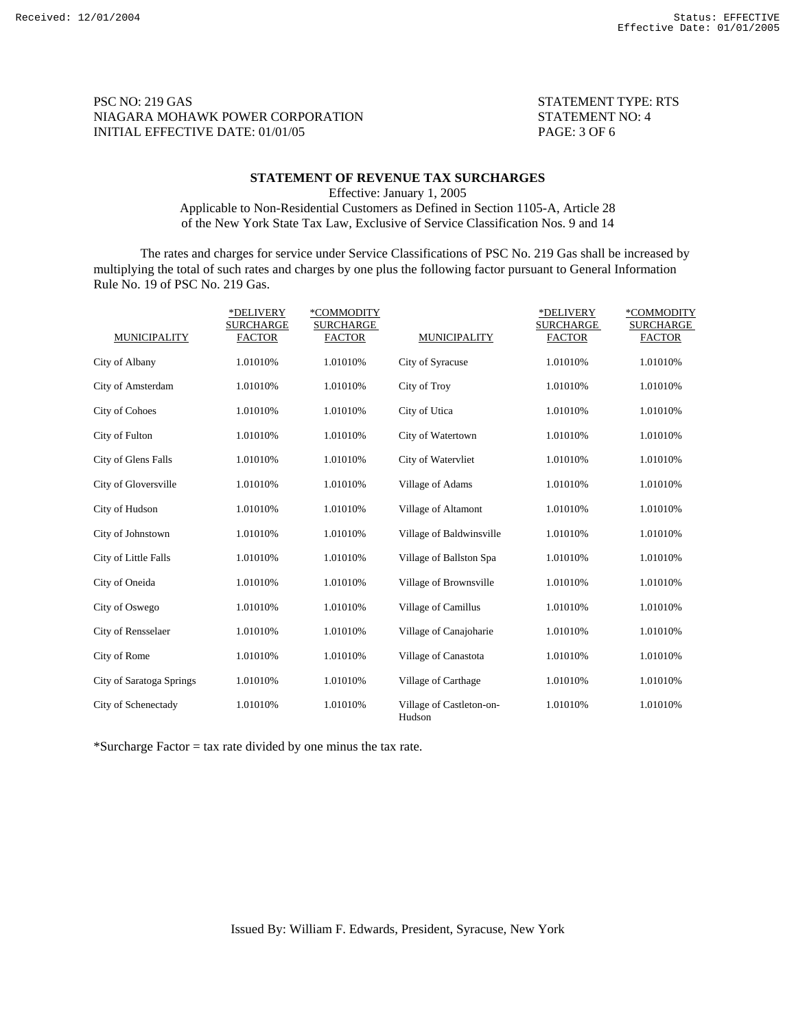PSC NO: 219 GAS  
NIAGARA MOHAWK POWER CORPORATION  
INITIAL EFFECTIVE DATE: 01/01/05

STATEMENT TYPE: RTS  
STATEMENT NO: 4

## STATEMENT OF REVENUE TAX SURCHARGES

Effective: January 1, 2005  
Applicable to Non-Residential Customers as Defined in Section 1105-A, Article 28 of the New York State Tax Law, Exclusive of Service Classification Nos. 9 and 14

The rates and charges for service under Service Classifications of PSC No. 219 Gas shall be increased by multiplying the total of such rates and charges by one plus the following factor pursuant to General Information Rule No. 19 of PSC No. 219 Gas.

| MUNICIPALITY | *DELIVERY SURCHARGE FACTOR | *COMMODITY SURCHARGE FACTOR | MUNICIPALITY | *DELIVERY SURCHARGE FACTOR | *COMMODITY SURCHARGE FACTOR |
|---|---|---|---|---|---|
| City of Albany | 1.01010% | 1.01010% | City of Syracuse | 1.01010% | 1.01010% |
| City of Amsterdam | 1.01010% | 1.01010% | City of Troy | 1.01010% | 1.01010% |
| City of Cohoes | 1.01010% | 1.01010% | City of Utica | 1.01010% | 1.01010% |
| City of Fulton | 1.01010% | 1.01010% | City of Watertown | 1.01010% | 1.01010% |
| City of Glens Falls | 1.01010% | 1.01010% | City of Watervliet | 1.01010% | 1.01010% |
| City of Gloversville | 1.01010% | 1.01010% | Village of Adams | 1.01010% | 1.01010% |
| City of Hudson | 1.01010% | 1.01010% | Village of Altamont | 1.01010% | 1.01010% |
| City of Johnstown | 1.01010% | 1.01010% | Village of Baldwinsville | 1.01010% | 1.01010% |
| City of Little Falls | 1.01010% | 1.01010% | Village of Ballston Spa | 1.01010% | 1.01010% |
| City of Oneida | 1.01010% | 1.01010% | Village of Brownsville | 1.01010% | 1.01010% |
| City of Oswego | 1.01010% | 1.01010% | Village of Camillus | 1.01010% | 1.01010% |
| City of Rensselaer | 1.01010% | 1.01010% | Village of Canajoharie | 1.01010% | 1.01010% |
| City of Rome | 1.01010% | 1.01010% | Village of Canastota | 1.01010% | 1.01010% |
| City of Saratoga Springs | 1.01010% | 1.01010% | Village of Carthage | 1.01010% | 1.01010% |
| City of Schenectady | 1.01010% | 1.01010% | Village of Castleton-on-Hudson | 1.01010% | 1.01010% |

*Surcharge Factor = tax rate divided by one minus the tax rate.

Issued By: William F. Edwards, President, Syracuse, New York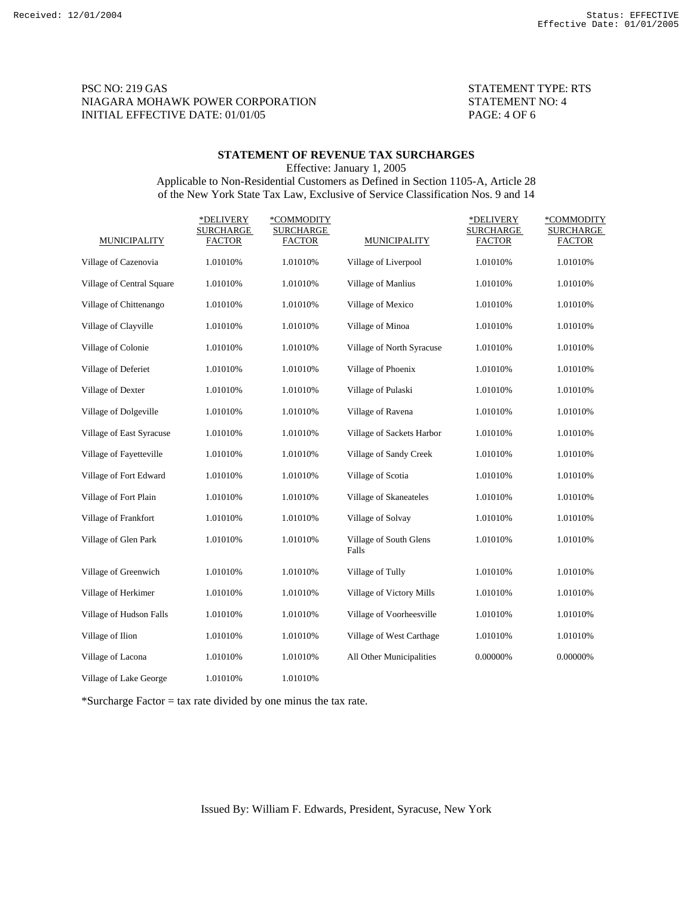PSC NO: 219 GAS
NIAGARA MOHAWK POWER CORPORATION
INITIAL EFFECTIVE DATE: 01/01/05

STATEMENT TYPE: RTS
STATEMENT NO: 4

## STATEMENT OF REVENUE TAX SURCHARGES

Effective: January 1, 2005
Applicable to Non-Residential Customers as Defined in Section 1105-A, Article 28 of the New York State Tax Law, Exclusive of Service Classification Nos. 9 and 14

| MUNICIPALITY | *DELIVERY SURCHARGE FACTOR | *COMMODITY SURCHARGE FACTOR | MUNICIPALITY | *DELIVERY SURCHARGE FACTOR | *COMMODITY SURCHARGE FACTOR |
|---|---|---|---|---|---|
| Village of Cazenovia | 1.01010% | 1.01010% | Village of Liverpool | 1.01010% | 1.01010% |
| Village of Central Square | 1.01010% | 1.01010% | Village of Manlius | 1.01010% | 1.01010% |
| Village of Chittenango | 1.01010% | 1.01010% | Village of Mexico | 1.01010% | 1.01010% |
| Village of Clayville | 1.01010% | 1.01010% | Village of Minoa | 1.01010% | 1.01010% |
| Village of Colonie | 1.01010% | 1.01010% | Village of North Syracuse | 1.01010% | 1.01010% |
| Village of Deferiet | 1.01010% | 1.01010% | Village of Phoenix | 1.01010% | 1.01010% |
| Village of Dexter | 1.01010% | 1.01010% | Village of Pulaski | 1.01010% | 1.01010% |
| Village of Dolgeville | 1.01010% | 1.01010% | Village of Ravena | 1.01010% | 1.01010% |
| Village of East Syracuse | 1.01010% | 1.01010% | Village of Sackets Harbor | 1.01010% | 1.01010% |
| Village of Fayetteville | 1.01010% | 1.01010% | Village of Sandy Creek | 1.01010% | 1.01010% |
| Village of Fort Edward | 1.01010% | 1.01010% | Village of Scotia | 1.01010% | 1.01010% |
| Village of Fort Plain | 1.01010% | 1.01010% | Village of Skaneateles | 1.01010% | 1.01010% |
| Village of Frankfort | 1.01010% | 1.01010% | Village of Solvay | 1.01010% | 1.01010% |
| Village of Glen Park | 1.01010% | 1.01010% | Village of South Glens Falls | 1.01010% | 1.01010% |
| Village of Greenwich | 1.01010% | 1.01010% | Village of Tully | 1.01010% | 1.01010% |
| Village of Herkimer | 1.01010% | 1.01010% | Village of Victory Mills | 1.01010% | 1.01010% |
| Village of Hudson Falls | 1.01010% | 1.01010% | Village of Voorheesville | 1.01010% | 1.01010% |
| Village of Ilion | 1.01010% | 1.01010% | Village of West Carthage | 1.01010% | 1.01010% |
| Village of Lacona | 1.01010% | 1.01010% | All Other Municipalities | 0.00000% | 0.00000% |
| Village of Lake George | 1.01010% | 1.01010% | | | |

*Surcharge Factor = tax rate divided by one minus the tax rate.

Issued By: William F. Edwards, President, Syracuse, New York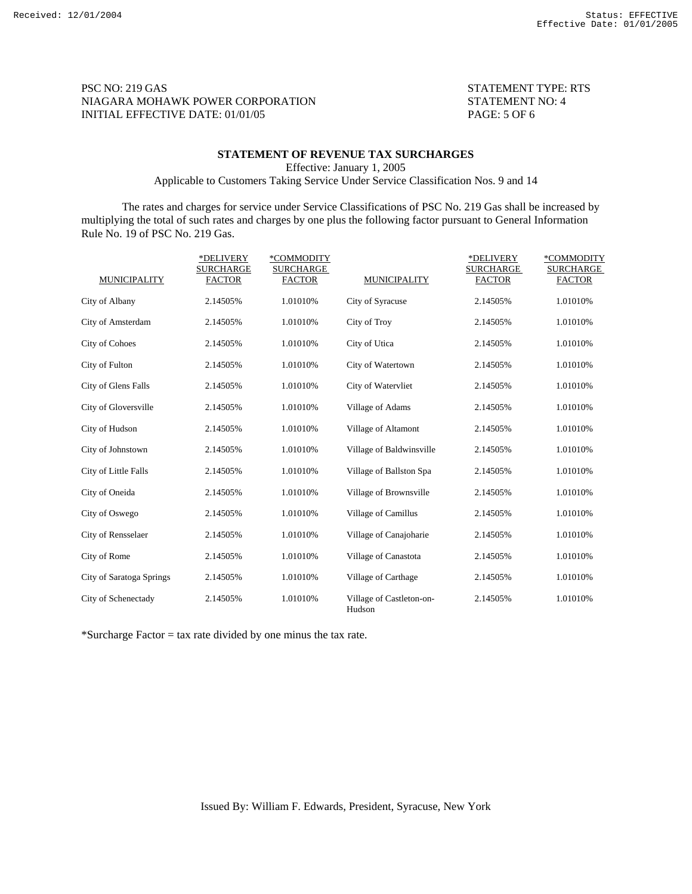PSC NO: 219 GAS
NIAGARA MOHAWK POWER CORPORATION
INITIAL EFFECTIVE DATE: 01/01/05

STATEMENT TYPE: RTS
STATEMENT NO: 4

## STATEMENT OF REVENUE TAX SURCHARGES

Effective: January 1, 2005
Applicable to Customers Taking Service Under Service Classification Nos. 9 and 14

The rates and charges for service under Service Classifications of PSC No. 219 Gas shall be increased by multiplying the total of such rates and charges by one plus the following factor pursuant to General Information Rule No. 19 of PSC No. 219 Gas.

| MUNICIPALITY | *DELIVERY SURCHARGE FACTOR | *COMMODITY SURCHARGE FACTOR | MUNICIPALITY | *DELIVERY SURCHARGE FACTOR | *COMMODITY SURCHARGE FACTOR |
|---|---|---|---|---|---|
| City of Albany | 2.14505% | 1.01010% | City of Syracuse | 2.14505% | 1.01010% |
| City of Amsterdam | 2.14505% | 1.01010% | City of Troy | 2.14505% | 1.01010% |
| City of Cohoes | 2.14505% | 1.01010% | City of Utica | 2.14505% | 1.01010% |
| City of Fulton | 2.14505% | 1.01010% | City of Watertown | 2.14505% | 1.01010% |
| City of Glens Falls | 2.14505% | 1.01010% | City of Watervliet | 2.14505% | 1.01010% |
| City of Gloversville | 2.14505% | 1.01010% | Village of Adams | 2.14505% | 1.01010% |
| City of Hudson | 2.14505% | 1.01010% | Village of Altamont | 2.14505% | 1.01010% |
| City of Johnstown | 2.14505% | 1.01010% | Village of Baldwinsville | 2.14505% | 1.01010% |
| City of Little Falls | 2.14505% | 1.01010% | Village of Ballston Spa | 2.14505% | 1.01010% |
| City of Oneida | 2.14505% | 1.01010% | Village of Brownsville | 2.14505% | 1.01010% |
| City of Oswego | 2.14505% | 1.01010% | Village of Camillus | 2.14505% | 1.01010% |
| City of Rensselaer | 2.14505% | 1.01010% | Village of Canajoharie | 2.14505% | 1.01010% |
| City of Rome | 2.14505% | 1.01010% | Village of Canastota | 2.14505% | 1.01010% |
| City of Saratoga Springs | 2.14505% | 1.01010% | Village of Carthage | 2.14505% | 1.01010% |
| City of Schenectady | 2.14505% | 1.01010% | Village of Castleton-on-Hudson | 2.14505% | 1.01010% |

*Surcharge Factor = tax rate divided by one minus the tax rate.

Issued By: William F. Edwards, President, Syracuse, New York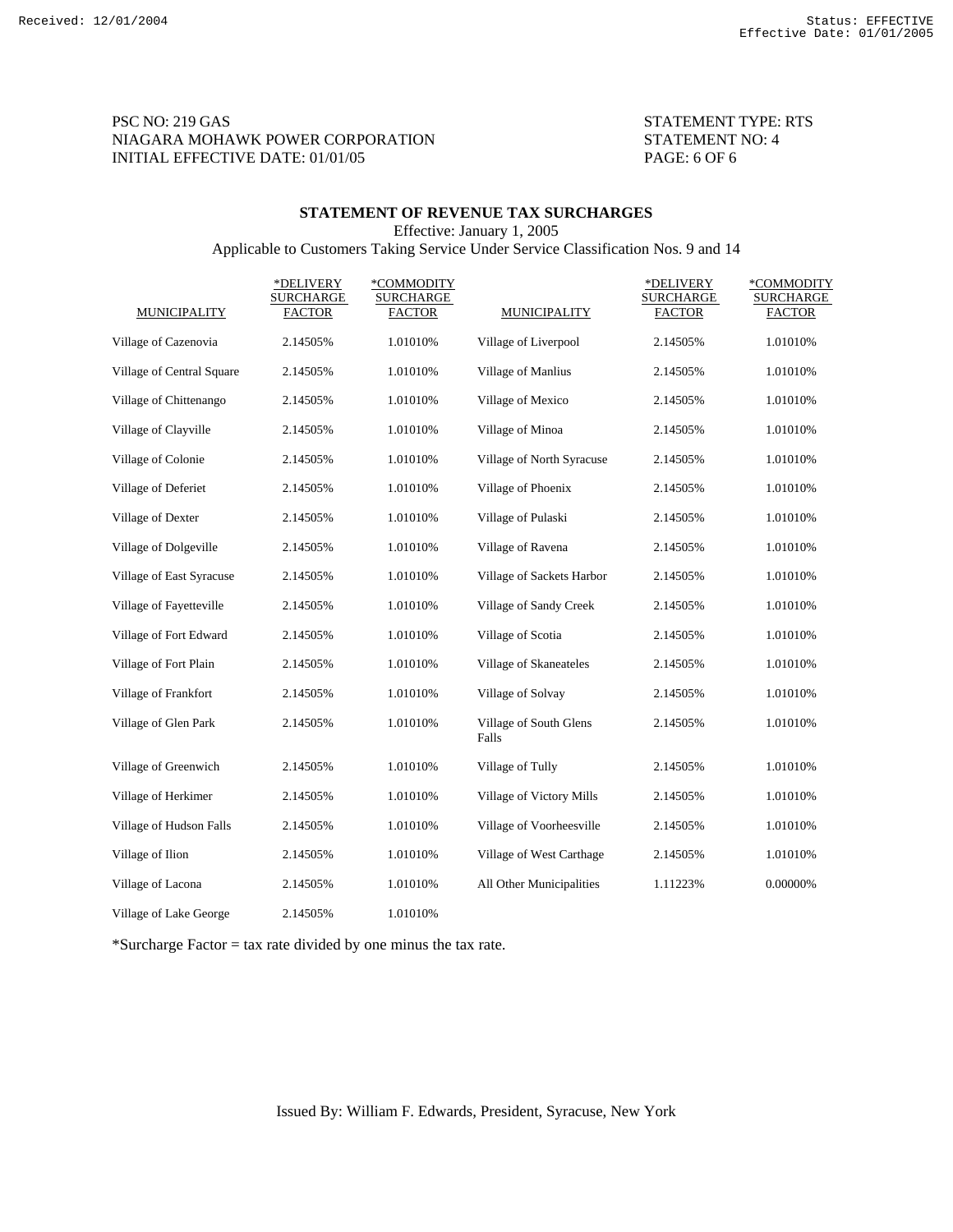PSC NO: 219 GAS
NIAGARA MOHAWK POWER CORPORATION
INITIAL EFFECTIVE DATE: 01/01/05

STATEMENT TYPE: RTS
STATEMENT NO: 4

## STATEMENT OF REVENUE TAX SURCHARGES

Effective: January 1, 2005

Applicable to Customers Taking Service Under Service Classification Nos. 9 and 14

| MUNICIPALITY | *DELIVERY SURCHARGE FACTOR | *COMMODITY SURCHARGE FACTOR | MUNICIPALITY | *DELIVERY SURCHARGE FACTOR | *COMMODITY SURCHARGE FACTOR |
|---|---|---|---|---|---|
| Village of Cazenovia | 2.14505% | 1.01010% | Village of Liverpool | 2.14505% | 1.01010% |
| Village of Central Square | 2.14505% | 1.01010% | Village of Manlius | 2.14505% | 1.01010% |
| Village of Chittenango | 2.14505% | 1.01010% | Village of Mexico | 2.14505% | 1.01010% |
| Village of Clayville | 2.14505% | 1.01010% | Village of Minoa | 2.14505% | 1.01010% |
| Village of Colonie | 2.14505% | 1.01010% | Village of North Syracuse | 2.14505% | 1.01010% |
| Village of Deferiet | 2.14505% | 1.01010% | Village of Phoenix | 2.14505% | 1.01010% |
| Village of Dexter | 2.14505% | 1.01010% | Village of Pulaski | 2.14505% | 1.01010% |
| Village of Dolgeville | 2.14505% | 1.01010% | Village of Ravena | 2.14505% | 1.01010% |
| Village of East Syracuse | 2.14505% | 1.01010% | Village of Sackets Harbor | 2.14505% | 1.01010% |
| Village of Fayetteville | 2.14505% | 1.01010% | Village of Sandy Creek | 2.14505% | 1.01010% |
| Village of Fort Edward | 2.14505% | 1.01010% | Village of Scotia | 2.14505% | 1.01010% |
| Village of Fort Plain | 2.14505% | 1.01010% | Village of Skaneateles | 2.14505% | 1.01010% |
| Village of Frankfort | 2.14505% | 1.01010% | Village of Solvay | 2.14505% | 1.01010% |
| Village of Glen Park | 2.14505% | 1.01010% | Village of South Glens Falls | 2.14505% | 1.01010% |
| Village of Greenwich | 2.14505% | 1.01010% | Village of Tully | 2.14505% | 1.01010% |
| Village of Herkimer | 2.14505% | 1.01010% | Village of Victory Mills | 2.14505% | 1.01010% |
| Village of Hudson Falls | 2.14505% | 1.01010% | Village of Voorheesville | 2.14505% | 1.01010% |
| Village of Ilion | 2.14505% | 1.01010% | Village of West Carthage | 2.14505% | 1.01010% |
| Village of Lacona | 2.14505% | 1.01010% | All Other Municipalities | 1.11223% | 0.00000% |
| Village of Lake George | 2.14505% | 1.01010% | | | |

*Surcharge Factor = tax rate divided by one minus the tax rate.

Issued By: William F. Edwards, President, Syracuse, New York